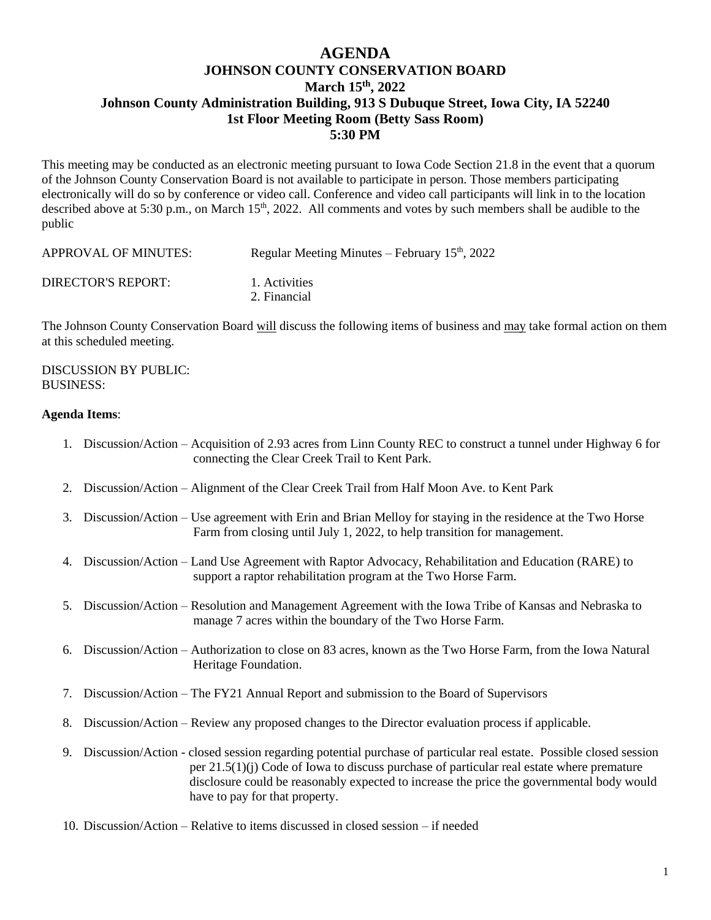# AGENDA
## JOHNSON COUNTY CONSERVATION BOARD
### March 15th, 2022
### Johnson County Administration Building, 913 S Dubuque Street, Iowa City, IA 52240
### 1st Floor Meeting Room (Betty Sass Room)
### 5:30 PM

This meeting may be conducted as an electronic meeting pursuant to Iowa Code Section 21.8 in the event that a quorum of the Johnson County Conservation Board is not available to participate in person. Those members participating electronically will do so by conference or video call. Conference and video call participants will link in to the location described above at 5:30 p.m., on March 15th, 2022. All comments and votes by such members shall be audible to the public

APPROVAL OF MINUTES: Regular Meeting Minutes – February 15th, 2022

DIRECTOR'S REPORT:
1. Activities
2. Financial

The Johnson County Conservation Board will discuss the following items of business and may take formal action on them at this scheduled meeting.

DISCUSSION BY PUBLIC:
BUSINESS:

**Agenda Items**:

1. Discussion/Action – Acquisition of 2.93 acres from Linn County REC to construct a tunnel under Highway 6 for connecting the Clear Creek Trail to Kent Park.
2. Discussion/Action – Alignment of the Clear Creek Trail from Half Moon Ave. to Kent Park
3. Discussion/Action – Use agreement with Erin and Brian Melloy for staying in the residence at the Two Horse Farm from closing until July 1, 2022, to help transition for management.
4. Discussion/Action – Land Use Agreement with Raptor Advocacy, Rehabilitation and Education (RARE) to support a raptor rehabilitation program at the Two Horse Farm.
5. Discussion/Action – Resolution and Management Agreement with the Iowa Tribe of Kansas and Nebraska to manage 7 acres within the boundary of the Two Horse Farm.
6. Discussion/Action – Authorization to close on 83 acres, known as the Two Horse Farm, from the Iowa Natural Heritage Foundation.
7. Discussion/Action – The FY21 Annual Report and submission to the Board of Supervisors
8. Discussion/Action – Review any proposed changes to the Director evaluation process if applicable.
9. Discussion/Action - closed session regarding potential purchase of particular real estate. Possible closed session per 21.5(1)(j) Code of Iowa to discuss purchase of particular real estate where premature disclosure could be reasonably expected to increase the price the governmental body would have to pay for that property.
10. Discussion/Action – Relative to items discussed in closed session – if needed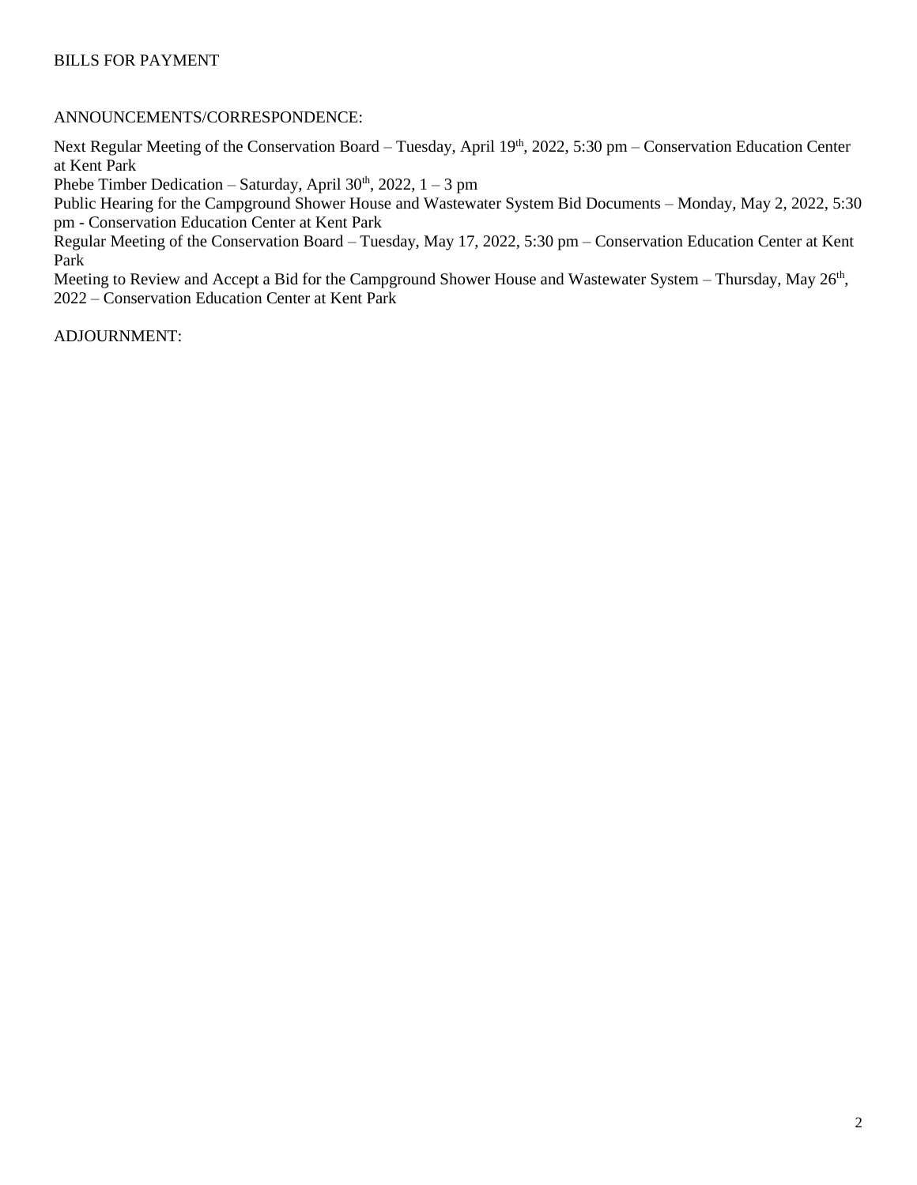BILLS FOR PAYMENT

ANNOUNCEMENTS/CORRESPONDENCE:

Next Regular Meeting of the Conservation Board – Tuesday, April 19th, 2022, 5:30 pm – Conservation Education Center at Kent Park

Phebe Timber Dedication – Saturday, April 30th, 2022, 1 – 3 pm

Public Hearing for the Campground Shower House and Wastewater System Bid Documents – Monday, May 2, 2022, 5:30 pm - Conservation Education Center at Kent Park

Regular Meeting of the Conservation Board – Tuesday, May 17, 2022, 5:30 pm – Conservation Education Center at Kent Park

Meeting to Review and Accept a Bid for the Campground Shower House and Wastewater System – Thursday, May 26th, 2022 – Conservation Education Center at Kent Park

ADJOURNMENT: